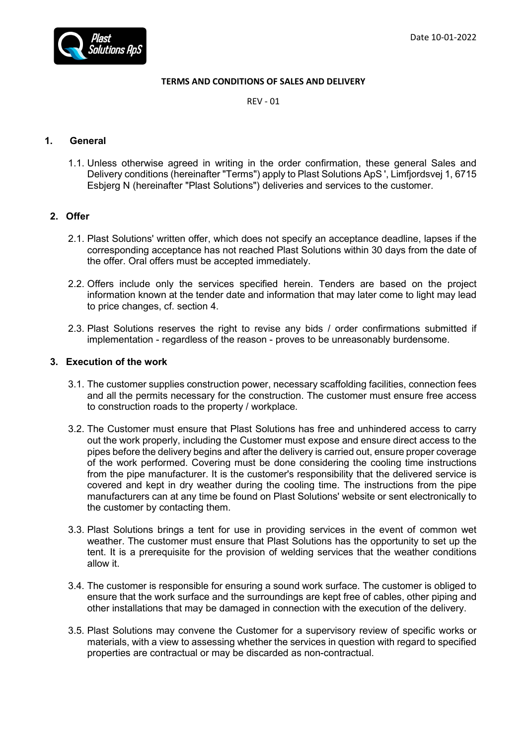Date 10-01-2022

**TERMS AND CONDITIONS OF SALES AND DELIVERY**

REV - 01

## 1. General

1.1. Unless otherwise agreed in writing in the order confirmation, these general Sales and Delivery conditions (hereinafter "Terms") apply to Plast Solutions ApS ', Limfjordsvej 1, 6715 Esbjerg N (hereinafter "Plast Solutions") deliveries and services to the customer.

## 2. Offer

2.1. Plast Solutions' written offer, which does not specify an acceptance deadline, lapses if the corresponding acceptance has not reached Plast Solutions within 30 days from the date of the offer. Oral offers must be accepted immediately.

2.2. Offers include only the services specified herein. Tenders are based on the project information known at the tender date and information that may later come to light may lead to price changes, cf. section 4.

2.3. Plast Solutions reserves the right to revise any bids / order confirmations submitted if implementation - regardless of the reason - proves to be unreasonably burdensome.

## 3. Execution of the work

3.1. The customer supplies construction power, necessary scaffolding facilities, connection fees and all the permits necessary for the construction. The customer must ensure free access to construction roads to the property / workplace.

3.2. The Customer must ensure that Plast Solutions has free and unhindered access to carry out the work properly, including the Customer must expose and ensure direct access to the pipes before the delivery begins and after the delivery is carried out, ensure proper coverage of the work performed. Covering must be done considering the cooling time instructions from the pipe manufacturer. It is the customer's responsibility that the delivered service is covered and kept in dry weather during the cooling time. The instructions from the pipe manufacturers can at any time be found on Plast Solutions' website or sent electronically to the customer by contacting them.

3.3. Plast Solutions brings a tent for use in providing services in the event of common wet weather. The customer must ensure that Plast Solutions has the opportunity to set up the tent. It is a prerequisite for the provision of welding services that the weather conditions allow it.

3.4. The customer is responsible for ensuring a sound work surface. The customer is obliged to ensure that the work surface and the surroundings are kept free of cables, other piping and other installations that may be damaged in connection with the execution of the delivery.

3.5. Plast Solutions may convene the Customer for a supervisory review of specific works or materials, with a view to assessing whether the services in question with regard to specified properties are contractual or may be discarded as non-contractual.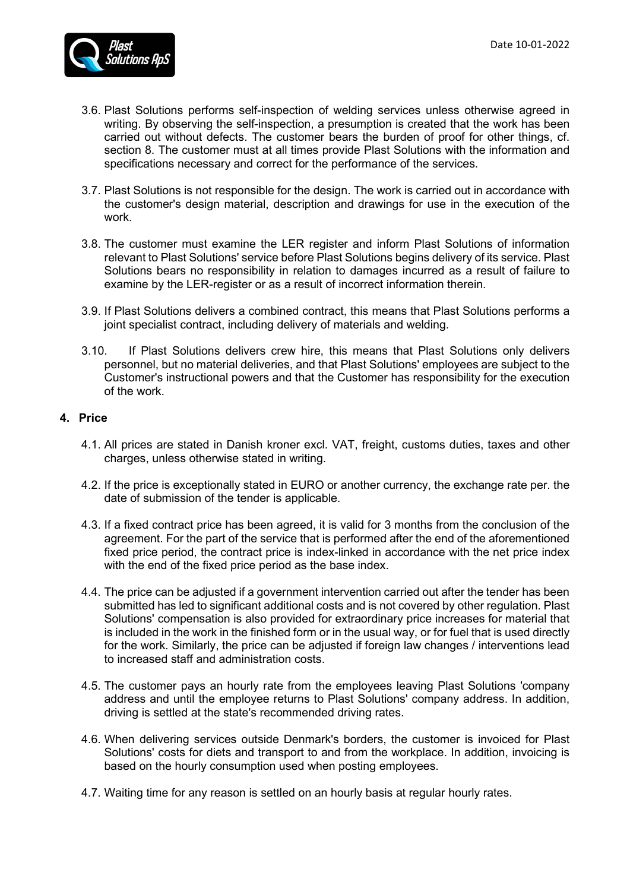3.6. Plast Solutions performs self-inspection of welding services unless otherwise agreed in writing. By observing the self-inspection, a presumption is created that the work has been carried out without defects. The customer bears the burden of proof for other things, cf. section 8. The customer must at all times provide Plast Solutions with the information and specifications necessary and correct for the performance of the services.

3.7. Plast Solutions is not responsible for the design. The work is carried out in accordance with the customer's design material, description and drawings for use in the execution of the work.

3.8. The customer must examine the LER register and inform Plast Solutions of information relevant to Plast Solutions' service before Plast Solutions begins delivery of its service. Plast Solutions bears no responsibility in relation to damages incurred as a result of failure to examine by the LER-register or as a result of incorrect information therein.

3.9. If Plast Solutions delivers a combined contract, this means that Plast Solutions performs a joint specialist contract, including delivery of materials and welding.

3.10. If Plast Solutions delivers crew hire, this means that Plast Solutions only delivers personnel, but no material deliveries, and that Plast Solutions' employees are subject to the Customer's instructional powers and that the Customer has responsibility for the execution of the work.

## 4. Price

4.1. All prices are stated in Danish kroner excl. VAT, freight, customs duties, taxes and other charges, unless otherwise stated in writing.

4.2. If the price is exceptionally stated in EURO or another currency, the exchange rate per. the date of submission of the tender is applicable.

4.3. If a fixed contract price has been agreed, it is valid for 3 months from the conclusion of the agreement. For the part of the service that is performed after the end of the aforementioned fixed price period, the contract price is index-linked in accordance with the net price index with the end of the fixed price period as the base index.

4.4. The price can be adjusted if a government intervention carried out after the tender has been submitted has led to significant additional costs and is not covered by other regulation. Plast Solutions' compensation is also provided for extraordinary price increases for material that is included in the work in the finished form or in the usual way, or for fuel that is used directly for the work. Similarly, the price can be adjusted if foreign law changes / interventions lead to increased staff and administration costs.

4.5. The customer pays an hourly rate from the employees leaving Plast Solutions 'company address and until the employee returns to Plast Solutions' company address. In addition, driving is settled at the state's recommended driving rates.

4.6. When delivering services outside Denmark's borders, the customer is invoiced for Plast Solutions' costs for diets and transport to and from the workplace. In addition, invoicing is based on the hourly consumption used when posting employees.

4.7. Waiting time for any reason is settled on an hourly basis at regular hourly rates.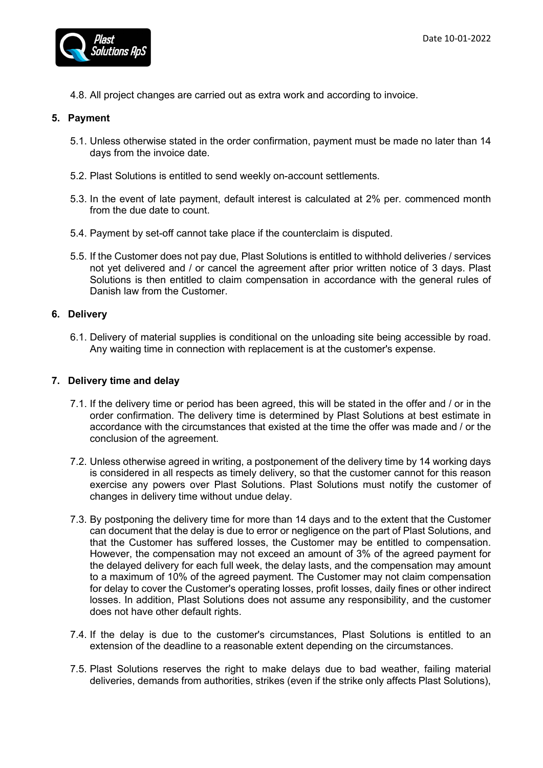4.8. All project changes are carried out as extra work and according to invoice.

## 5. Payment

5.1. Unless otherwise stated in the order confirmation, payment must be made no later than 14 days from the invoice date.

5.2. Plast Solutions is entitled to send weekly on-account settlements.

5.3. In the event of late payment, default interest is calculated at 2% per. commenced month from the due date to count.

5.4. Payment by set-off cannot take place if the counterclaim is disputed.

5.5. If the Customer does not pay due, Plast Solutions is entitled to withhold deliveries / services not yet delivered and / or cancel the agreement after prior written notice of 3 days. Plast Solutions is then entitled to claim compensation in accordance with the general rules of Danish law from the Customer.

## 6. Delivery

6.1. Delivery of material supplies is conditional on the unloading site being accessible by road. Any waiting time in connection with replacement is at the customer's expense.

## 7. Delivery time and delay

7.1. If the delivery time or period has been agreed, this will be stated in the offer and / or in the order confirmation. The delivery time is determined by Plast Solutions at best estimate in accordance with the circumstances that existed at the time the offer was made and / or the conclusion of the agreement.

7.2. Unless otherwise agreed in writing, a postponement of the delivery time by 14 working days is considered in all respects as timely delivery, so that the customer cannot for this reason exercise any powers over Plast Solutions. Plast Solutions must notify the customer of changes in delivery time without undue delay.

7.3. By postponing the delivery time for more than 14 days and to the extent that the Customer can document that the delay is due to error or negligence on the part of Plast Solutions, and that the Customer has suffered losses, the Customer may be entitled to compensation. However, the compensation may not exceed an amount of 3% of the agreed payment for the delayed delivery for each full week, the delay lasts, and the compensation may amount to a maximum of 10% of the agreed payment. The Customer may not claim compensation for delay to cover the Customer's operating losses, profit losses, daily fines or other indirect losses. In addition, Plast Solutions does not assume any responsibility, and the customer does not have other default rights.

7.4. If the delay is due to the customer's circumstances, Plast Solutions is entitled to an extension of the deadline to a reasonable extent depending on the circumstances.

7.5. Plast Solutions reserves the right to make delays due to bad weather, failing material deliveries, demands from authorities, strikes (even if the strike only affects Plast Solutions),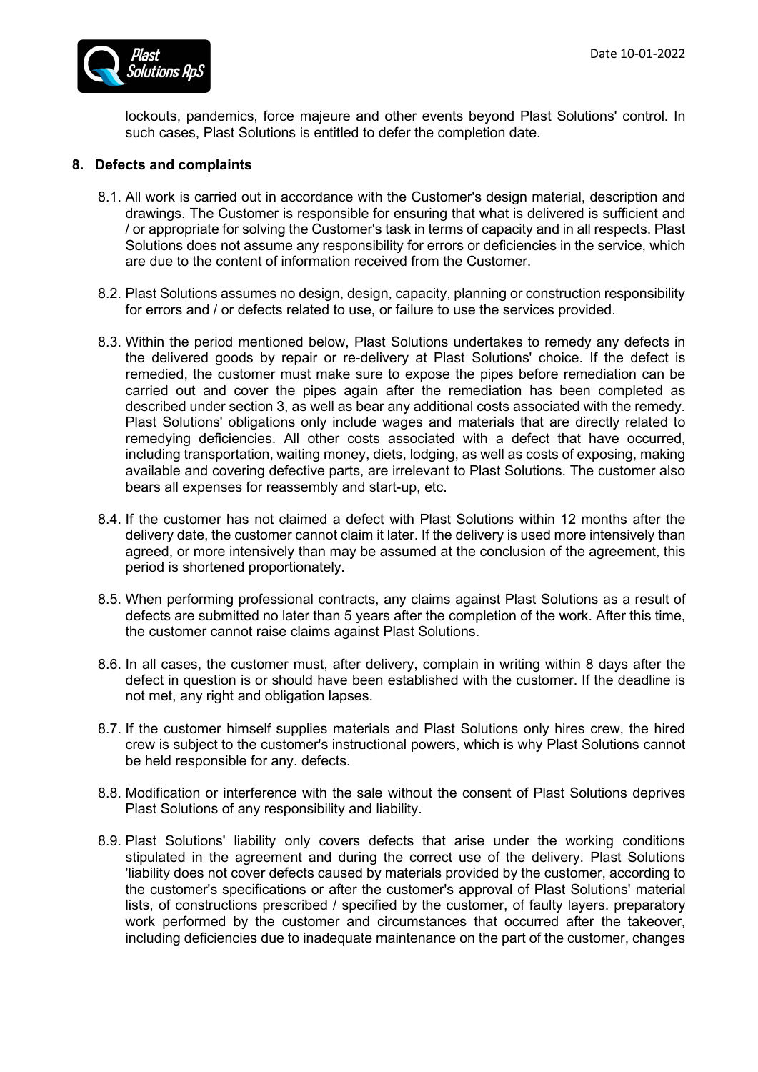lockouts, pandemics, force majeure and other events beyond Plast Solutions' control. In such cases, Plast Solutions is entitled to defer the completion date.

## 8. Defects and complaints

8.1. All work is carried out in accordance with the Customer's design material, description and drawings. The Customer is responsible for ensuring that what is delivered is sufficient and / or appropriate for solving the Customer's task in terms of capacity and in all respects. Plast Solutions does not assume any responsibility for errors or deficiencies in the service, which are due to the content of information received from the Customer.

8.2. Plast Solutions assumes no design, design, capacity, planning or construction responsibility for errors and / or defects related to use, or failure to use the services provided.

8.3. Within the period mentioned below, Plast Solutions undertakes to remedy any defects in the delivered goods by repair or re-delivery at Plast Solutions' choice. If the defect is remedied, the customer must make sure to expose the pipes before remediation can be carried out and cover the pipes again after the remediation has been completed as described under section 3, as well as bear any additional costs associated with the remedy. Plast Solutions' obligations only include wages and materials that are directly related to remedying deficiencies. All other costs associated with a defect that have occurred, including transportation, waiting money, diets, lodging, as well as costs of exposing, making available and covering defective parts, are irrelevant to Plast Solutions. The customer also bears all expenses for reassembly and start-up, etc.

8.4. If the customer has not claimed a defect with Plast Solutions within 12 months after the delivery date, the customer cannot claim it later. If the delivery is used more intensively than agreed, or more intensively than may be assumed at the conclusion of the agreement, this period is shortened proportionately.

8.5. When performing professional contracts, any claims against Plast Solutions as a result of defects are submitted no later than 5 years after the completion of the work. After this time, the customer cannot raise claims against Plast Solutions.

8.6. In all cases, the customer must, after delivery, complain in writing within 8 days after the defect in question is or should have been established with the customer. If the deadline is not met, any right and obligation lapses.

8.7. If the customer himself supplies materials and Plast Solutions only hires crew, the hired crew is subject to the customer's instructional powers, which is why Plast Solutions cannot be held responsible for any. defects.

8.8. Modification or interference with the sale without the consent of Plast Solutions deprives Plast Solutions of any responsibility and liability.

8.9. Plast Solutions' liability only covers defects that arise under the working conditions stipulated in the agreement and during the correct use of the delivery. Plast Solutions 'liability does not cover defects caused by materials provided by the customer, according to the customer's specifications or after the customer's approval of Plast Solutions' material lists, of constructions prescribed / specified by the customer, of faulty layers. preparatory work performed by the customer and circumstances that occurred after the takeover, including deficiencies due to inadequate maintenance on the part of the customer, changes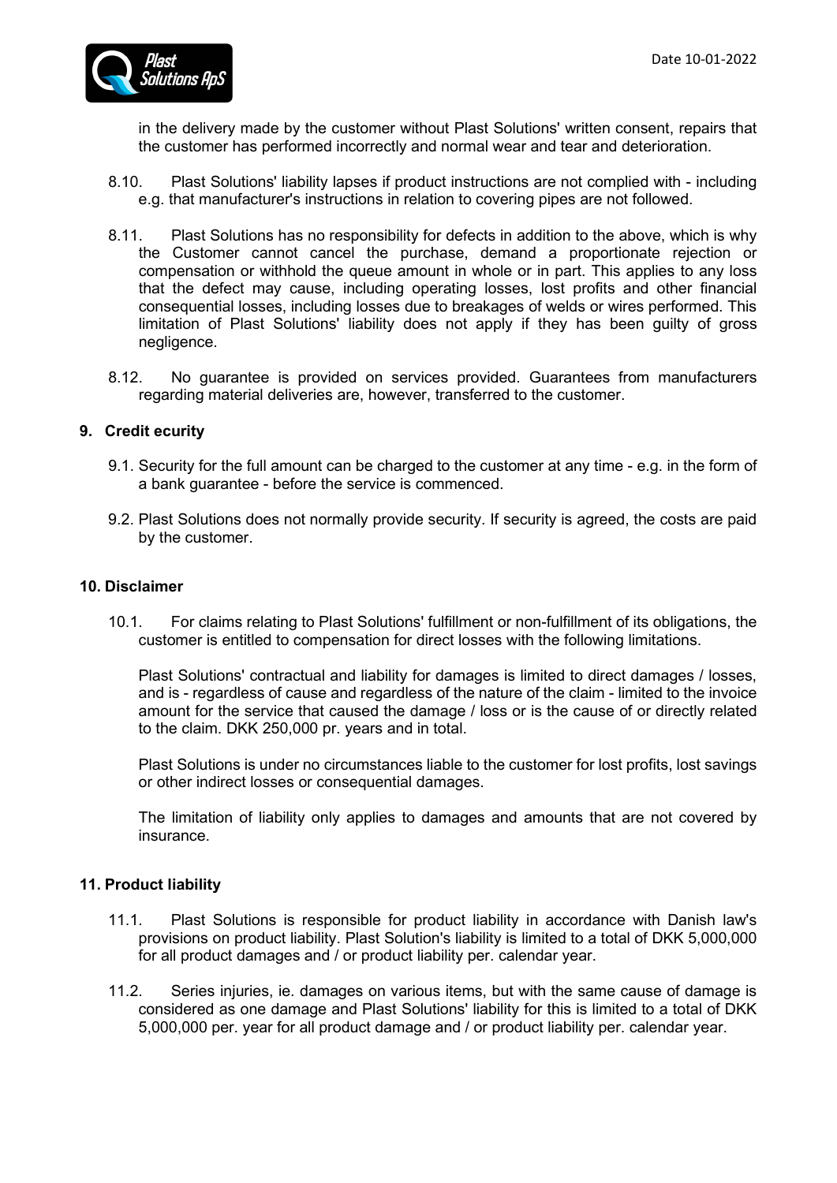in the delivery made by the customer without Plast Solutions' written consent, repairs that the customer has performed incorrectly and normal wear and tear and deterioration.

8.10. Plast Solutions' liability lapses if product instructions are not complied with - including e.g. that manufacturer's instructions in relation to covering pipes are not followed.

8.11. Plast Solutions has no responsibility for defects in addition to the above, which is why the Customer cannot cancel the purchase, demand a proportionate rejection or compensation or withhold the queue amount in whole or in part. This applies to any loss that the defect may cause, including operating losses, lost profits and other financial consequential losses, including losses due to breakages of welds or wires performed. This limitation of Plast Solutions' liability does not apply if they has been guilty of gross negligence.

8.12. No guarantee is provided on services provided. Guarantees from manufacturers regarding material deliveries are, however, transferred to the customer.

## 9. Credit ecurity

9.1. Security for the full amount can be charged to the customer at any time - e.g. in the form of a bank guarantee - before the service is commenced.

9.2. Plast Solutions does not normally provide security. If security is agreed, the costs are paid by the customer.

## 10. Disclaimer

10.1. For claims relating to Plast Solutions' fulfillment or non-fulfillment of its obligations, the customer is entitled to compensation for direct losses with the following limitations.

Plast Solutions' contractual and liability for damages is limited to direct damages / losses, and is - regardless of cause and regardless of the nature of the claim - limited to the invoice amount for the service that caused the damage / loss or is the cause of or directly related to the claim. DKK 250,000 pr. years and in total.

Plast Solutions is under no circumstances liable to the customer for lost profits, lost savings or other indirect losses or consequential damages.

The limitation of liability only applies to damages and amounts that are not covered by insurance.

## 11. Product liability

11.1. Plast Solutions is responsible for product liability in accordance with Danish law's provisions on product liability. Plast Solution's liability is limited to a total of DKK 5,000,000 for all product damages and / or product liability per. calendar year.

11.2. Series injuries, ie. damages on various items, but with the same cause of damage is considered as one damage and Plast Solutions' liability for this is limited to a total of DKK 5,000,000 per. year for all product damage and / or product liability per. calendar year.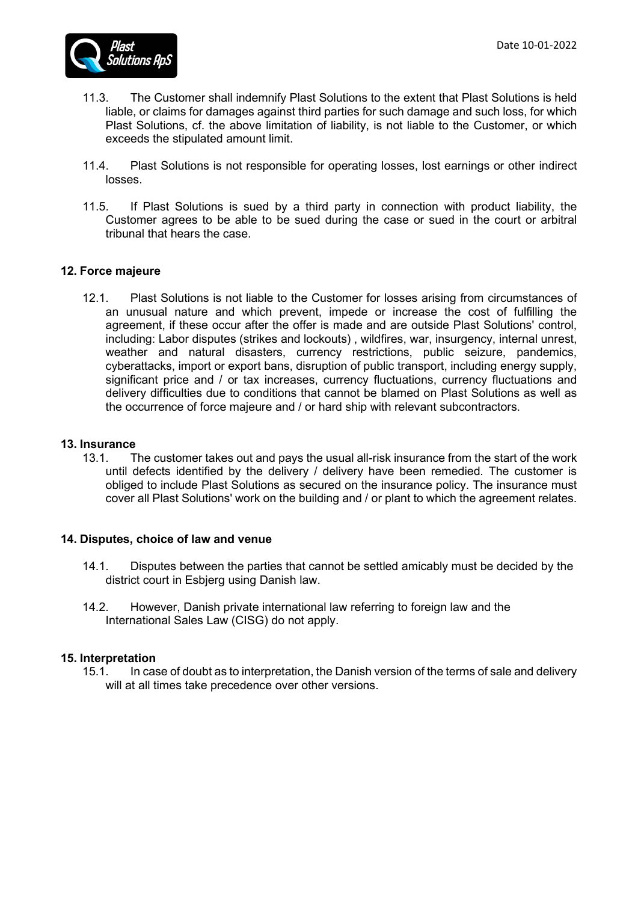11.3. The Customer shall indemnify Plast Solutions to the extent that Plast Solutions is held liable, or claims for damages against third parties for such damage and such loss, for which Plast Solutions, cf. the above limitation of liability, is not liable to the Customer, or which exceeds the stipulated amount limit.

11.4. Plast Solutions is not responsible for operating losses, lost earnings or other indirect losses.

11.5. If Plast Solutions is sued by a third party in connection with product liability, the Customer agrees to be able to be sued during the case or sued in the court or arbitral tribunal that hears the case.

**12. Force majeure**

12.1. Plast Solutions is not liable to the Customer for losses arising from circumstances of an unusual nature and which prevent, impede or increase the cost of fulfilling the agreement, if these occur after the offer is made and are outside Plast Solutions' control, including: Labor disputes (strikes and lockouts) , wildfires, war, insurgency, internal unrest, weather and natural disasters, currency restrictions, public seizure, pandemics, cyberattacks, import or export bans, disruption of public transport, including energy supply, significant price and / or tax increases, currency fluctuations, currency fluctuations and delivery difficulties due to conditions that cannot be blamed on Plast Solutions as well as the occurrence of force majeure and / or hard ship with relevant subcontractors.

**13. Insurance**

13.1. The customer takes out and pays the usual all-risk insurance from the start of the work until defects identified by the delivery / delivery have been remedied. The customer is obliged to include Plast Solutions as secured on the insurance policy. The insurance must cover all Plast Solutions' work on the building and / or plant to which the agreement relates.

**14. Disputes, choice of law and venue**

14.1. Disputes between the parties that cannot be settled amicably must be decided by the district court in Esbjerg using Danish law.

14.2. However, Danish private international law referring to foreign law and the International Sales Law (CISG) do not apply.

**15. Interpretation**

15.1. In case of doubt as to interpretation, the Danish version of the terms of sale and delivery will at all times take precedence over other versions.